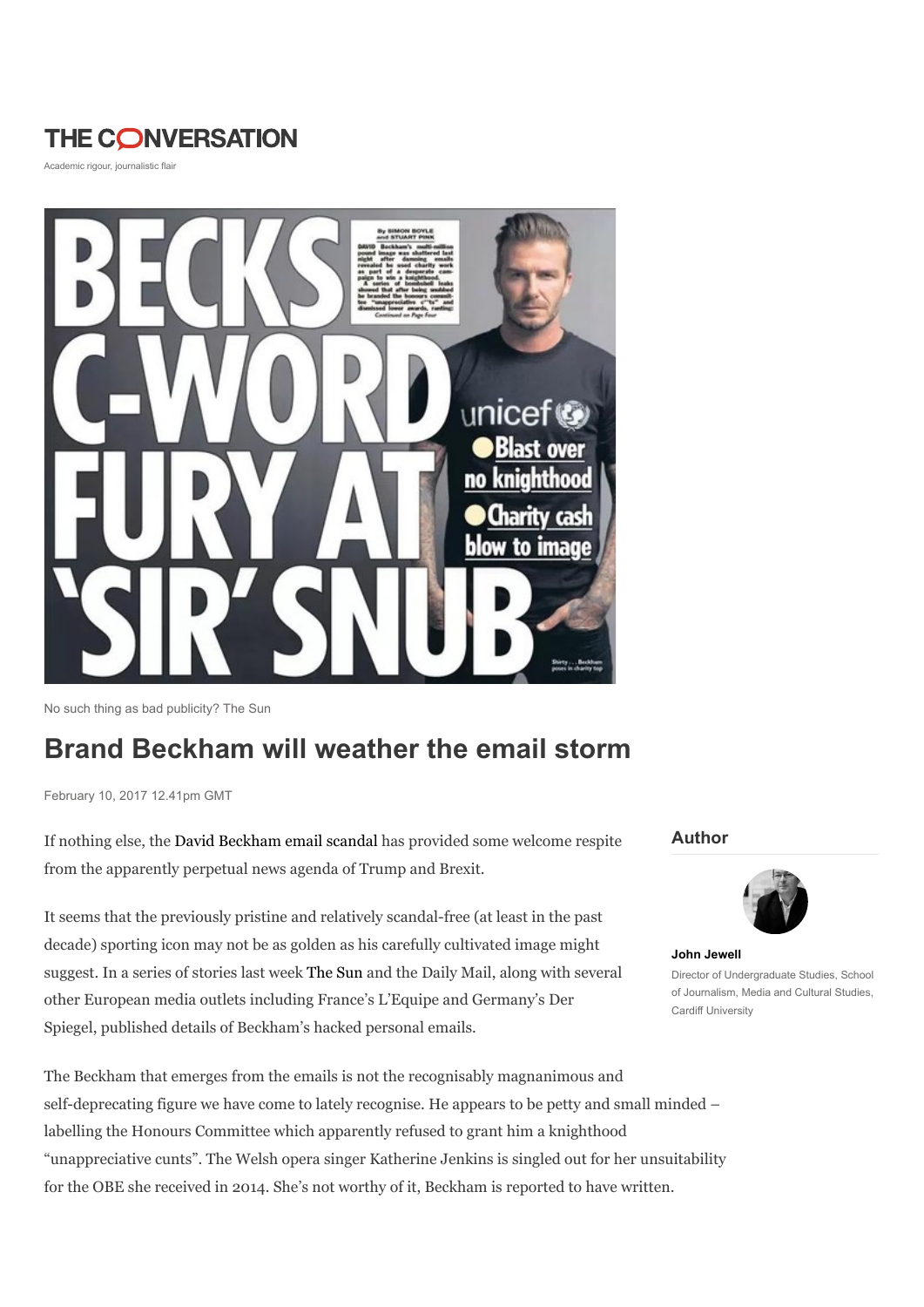# THE CONVERSATION

Academic rigour, journalistic flair

No such thing as bad publicity? The Sun

## Brand Beckham will weather the email storm

February 10, 2017 12.41pm GMT

**Author**

**John Jewell**
Director of Undergraduate Studies, School of Journalism, Media and Cultural Studies, Cardiff University

If nothing else, the David Beckham email scandal has provided some welcome respite from the apparently perpetual news agenda of Trump and Brexit.

It seems that the previously pristine and relatively scandal-free (at least in the past decade) sporting icon may not be as golden as his carefully cultivated image might suggest. In a series of stories last week The Sun and the Daily Mail, along with several other European media outlets including France's L'Equipe and Germany's Der Spiegel, published details of Beckham's hacked personal emails.

The Beckham that emerges from the emails is not the recognisably magnanimous and self-deprecating figure we have come to lately recognise. He appears to be petty and small minded – labelling the Honours Committee which apparently refused to grant him a knighthood "unappreciative cunts". The Welsh opera singer Katherine Jenkins is singled out for her unsuitability for the OBE she received in 2014. She's not worthy of it, Beckham is reported to have written.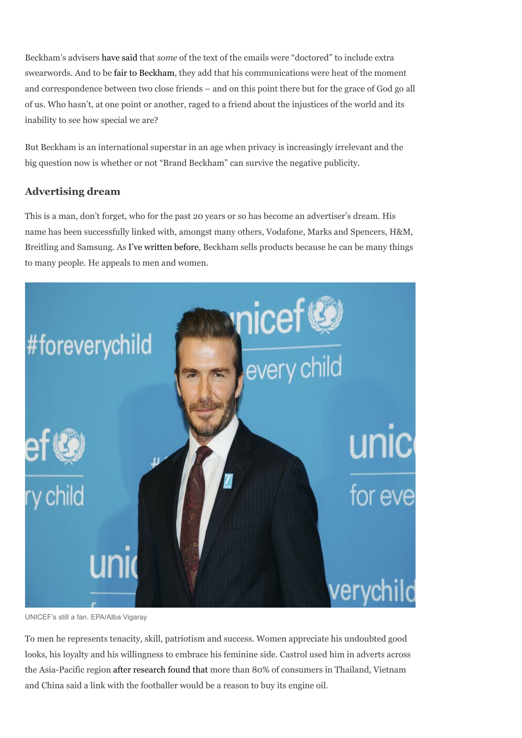Beckham's advisers have said that *some* of the text of the emails were "doctored" to include extra swearwords. And to be fair to Beckham, they add that his communications were heat of the moment and correspondence between two close friends – and on this point there but for the grace of God go all of us. Who hasn't, at one point or another, raged to a friend about the injustices of the world and its inability to see how special we are?

But Beckham is an international superstar in an age when privacy is increasingly irrelevant and the big question now is whether or not "Brand Beckham" can survive the negative publicity.

### Advertising dream

This is a man, don't forget, who for the past 20 years or so has become an advertiser's dream. His name has been successfully linked with, amongst many others, Vodafone, Marks and Spencers, H&M, Breitling and Samsung. As I've written before, Beckham sells products because he can be many things to many people. He appeals to men and women.

UNICEF's still a fan. EPA/Alba Vigaray

To men he represents tenacity, skill, patriotism and success. Women appreciate his undoubted good looks, his loyalty and his willingness to embrace his feminine side. Castrol used him in adverts across the Asia-Pacific region after research found that more than 80% of consumers in Thailand, Vietnam and China said a link with the footballer would be a reason to buy its engine oil.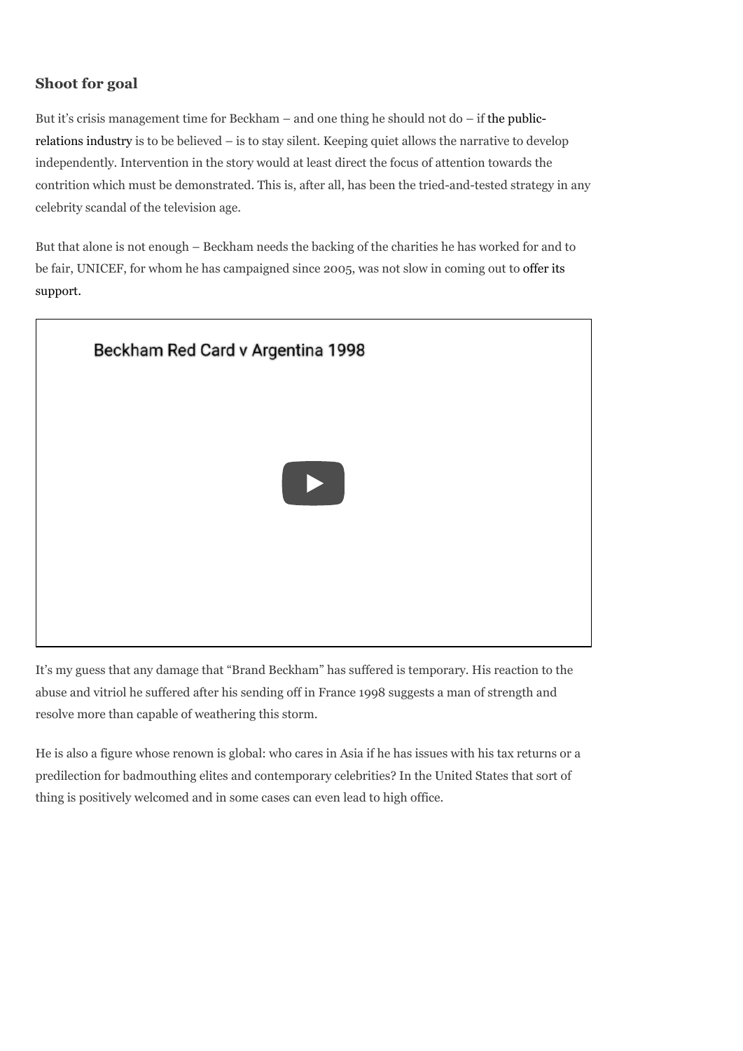### Shoot for goal

But it's crisis management time for Beckham – and one thing he should not do – if the public-relations industry is to be believed – is to stay silent. Keeping quiet allows the narrative to develop independently. Intervention in the story would at least direct the focus of attention towards the contrition which must be demonstrated. This is, after all, has been the tried-and-tested strategy in any celebrity scandal of the television age.

But that alone is not enough – Beckham needs the backing of the charities he has worked for and to be fair, UNICEF, for whom he has campaigned since 2005, was not slow in coming out to offer its support.

Beckham Red Card v Argentina 1998

It's my guess that any damage that "Brand Beckham" has suffered is temporary. His reaction to the abuse and vitriol he suffered after his sending off in France 1998 suggests a man of strength and resolve more than capable of weathering this storm.

He is also a figure whose renown is global: who cares in Asia if he has issues with his tax returns or a predilection for badmouthing elites and contemporary celebrities? In the United States that sort of thing is positively welcomed and in some cases can even lead to high office.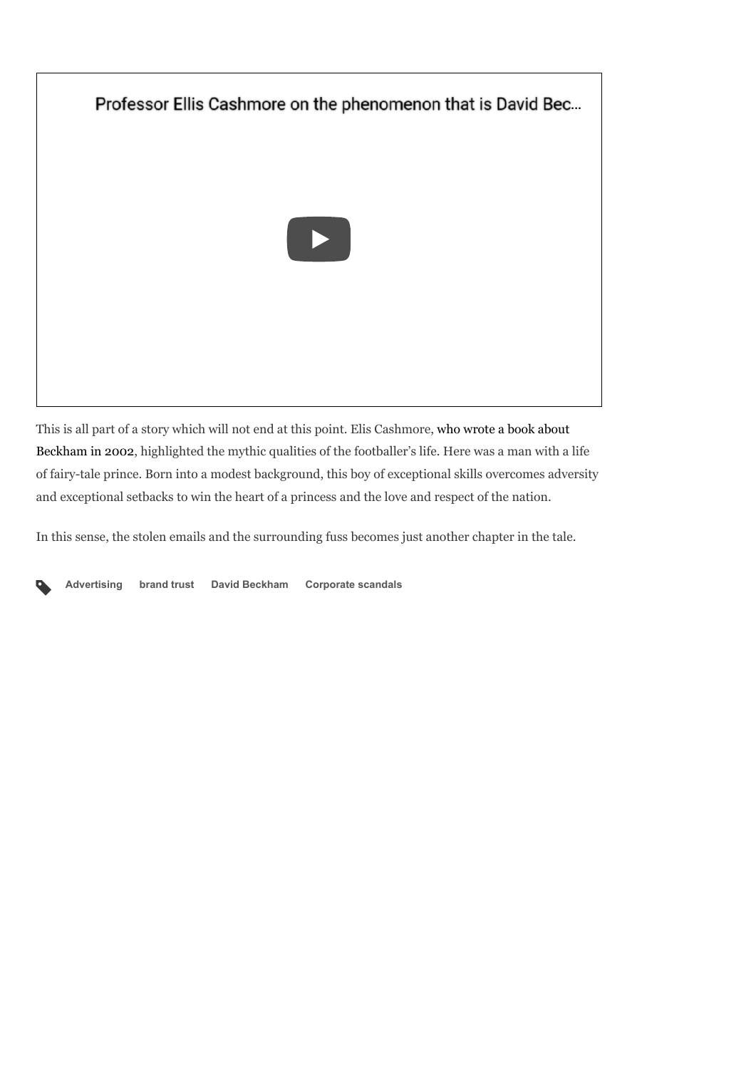Professor Ellis Cashmore on the phenomenon that is David Bec...

This is all part of a story which will not end at this point. Elis Cashmore, who wrote a book about Beckham in 2002, highlighted the mythic qualities of the footballer's life. Here was a man with a life of fairy-tale prince. Born into a modest background, this boy of exceptional skills overcomes adversity and exceptional setbacks to win the heart of a princess and the love and respect of the nation.

In this sense, the stolen emails and the surrounding fuss becomes just another chapter in the tale.

**Advertising** **brand trust** **David Beckham** **Corporate scandals**